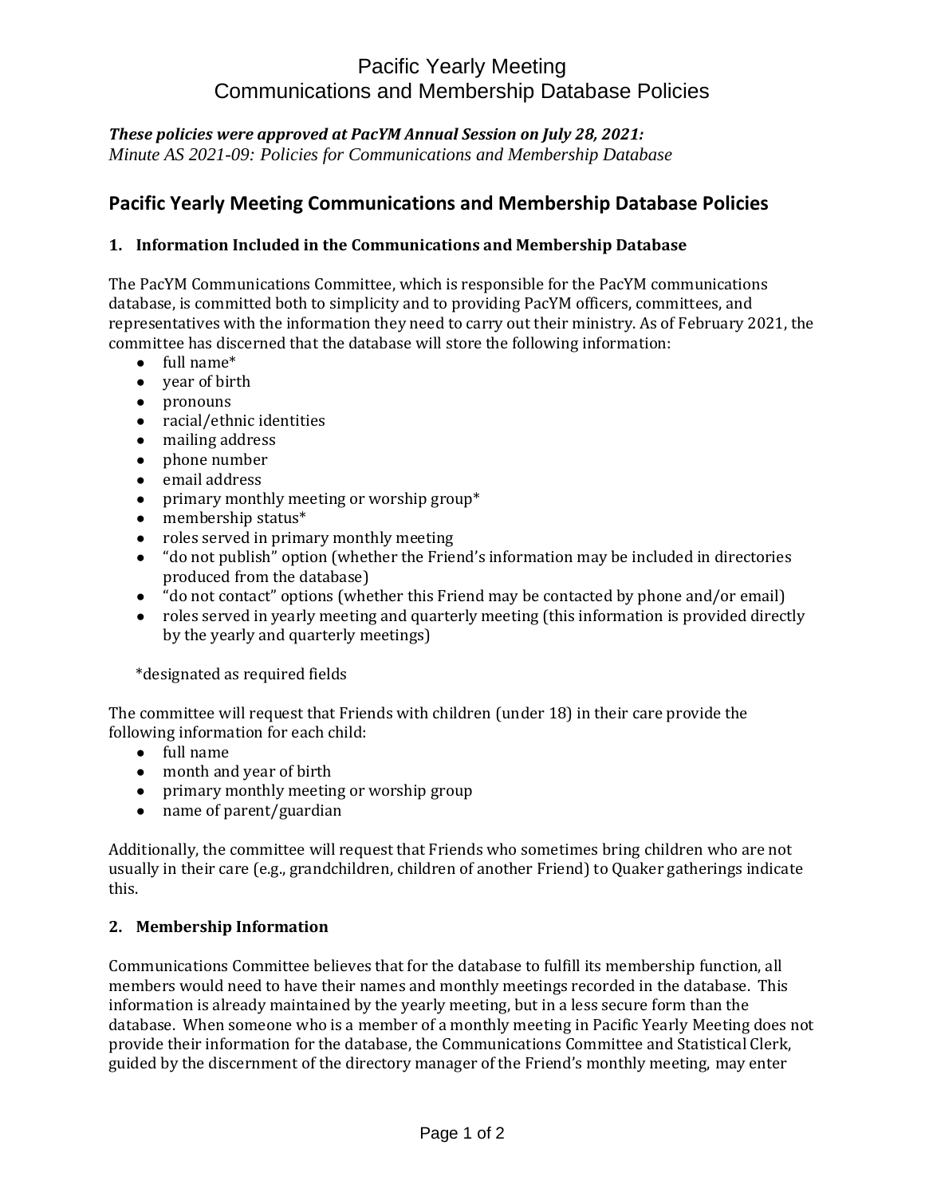# Pacific Yearly Meeting
# Communications and Membership Database Policies

***These policies were approved at PacYM Annual Session on July 28, 2021:***
*Minute AS 2021-09: Policies for Communications and Membership Database*

## Pacific Yearly Meeting Communications and Membership Database Policies

### 1. Information Included in the Communications and Membership Database

The PacYM Communications Committee, which is responsible for the PacYM communications database, is committed both to simplicity and to providing PacYM officers, committees, and representatives with the information they need to carry out their ministry. As of February 2021, the committee has discerned that the database will store the following information:

- full name*
- year of birth
- pronouns
- racial/ethnic identities
- mailing address
- phone number
- email address
- primary monthly meeting or worship group*
- membership status*
- roles served in primary monthly meeting
- "do not publish" option (whether the Friend's information may be included in directories produced from the database)
- "do not contact" options (whether this Friend may be contacted by phone and/or email)
- roles served in yearly meeting and quarterly meeting (this information is provided directly by the yearly and quarterly meetings)

*designated as required fields

The committee will request that Friends with children (under 18) in their care provide the following information for each child:

- full name
- month and year of birth
- primary monthly meeting or worship group
- name of parent/guardian

Additionally, the committee will request that Friends who sometimes bring children who are not usually in their care (e.g., grandchildren, children of another Friend) to Quaker gatherings indicate this.

### 2. Membership Information

Communications Committee believes that for the database to fulfill its membership function, all members would need to have their names and monthly meetings recorded in the database. This information is already maintained by the yearly meeting, but in a less secure form than the database. When someone who is a member of a monthly meeting in Pacific Yearly Meeting does not provide their information for the database, the Communications Committee and Statistical Clerk, guided by the discernment of the directory manager of the Friend's monthly meeting, may enter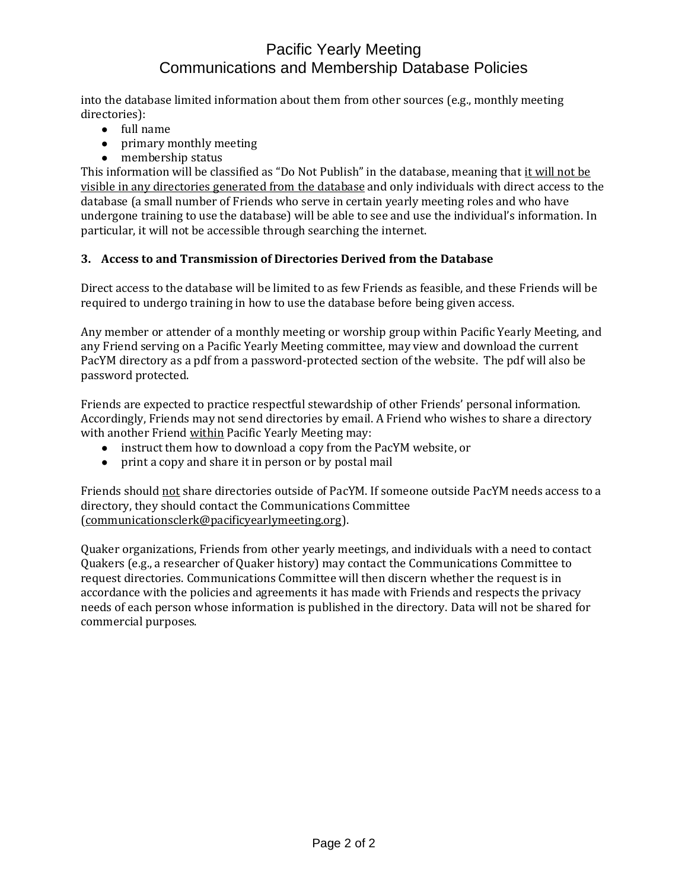into the database limited information about them from other sources (e.g., monthly meeting directories):

- full name
- primary monthly meeting
- membership status

This information will be classified as "Do Not Publish" in the database, meaning that <u>it will not be visible in any directories generated from the database</u> and only individuals with direct access to the database (a small number of Friends who serve in certain yearly meeting roles and who have undergone training to use the database) will be able to see and use the individual's information. In particular, it will not be accessible through searching the internet.

### 3. Access to and Transmission of Directories Derived from the Database

Direct access to the database will be limited to as few Friends as feasible, and these Friends will be required to undergo training in how to use the database before being given access.

Any member or attender of a monthly meeting or worship group within Pacific Yearly Meeting, and any Friend serving on a Pacific Yearly Meeting committee, may view and download the current PacYM directory as a pdf from a password-protected section of the website. The pdf will also be password protected.

Friends are expected to practice respectful stewardship of other Friends' personal information. Accordingly, Friends may not send directories by email. A Friend who wishes to share a directory with another Friend <u>within</u> Pacific Yearly Meeting may:

- instruct them how to download a copy from the PacYM website, or
- print a copy and share it in person or by postal mail

Friends should <u>not</u> share directories outside of PacYM. If someone outside PacYM needs access to a directory, they should contact the Communications Committee (communicationsclerk@pacificyearlymeeting.org).

Quaker organizations, Friends from other yearly meetings, and individuals with a need to contact Quakers (e.g., a researcher of Quaker history) may contact the Communications Committee to request directories. Communications Committee will then discern whether the request is in accordance with the policies and agreements it has made with Friends and respects the privacy needs of each person whose information is published in the directory. Data will not be shared for commercial purposes.